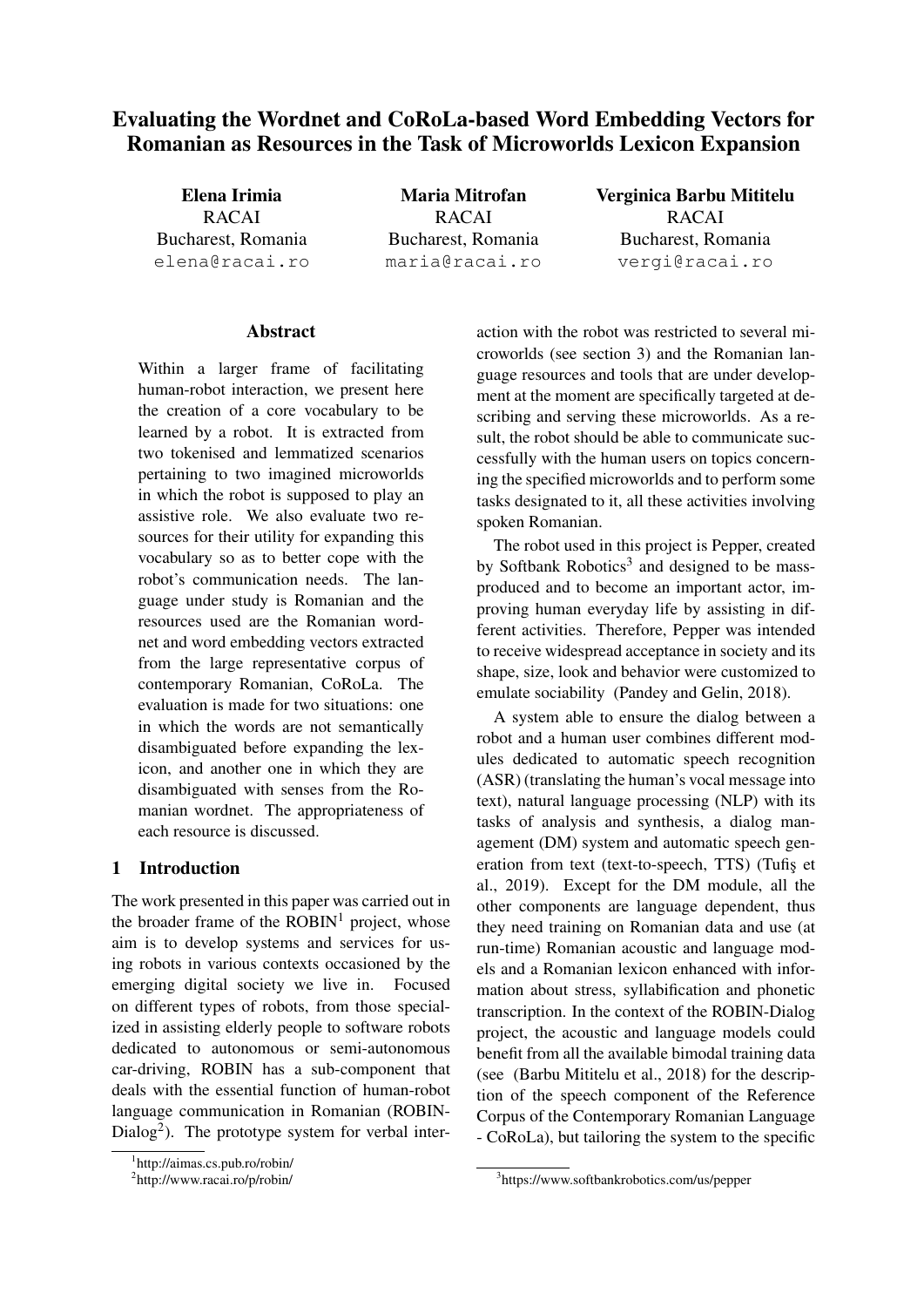# Evaluating the Wordnet and CoRoLa-based Word Embedding Vectors for Romanian as Resources in the Task of Microworlds Lexicon Expansion

**Elena Irimia**
RACAI
Bucharest, Romania
elena@racai.ro

**Maria Mitrofan**
RACAI
Bucharest, Romania
maria@racai.ro

**Verginica Barbu Mititelu**
RACAI
Bucharest, Romania
vergi@racai.ro

## Abstract

Within a larger frame of facilitating human-robot interaction, we present here the creation of a core vocabulary to be learned by a robot. It is extracted from two tokenised and lemmatized scenarios pertaining to two imagined microworlds in which the robot is supposed to play an assistive role. We also evaluate two resources for their utility for expanding this vocabulary so as to better cope with the robot's communication needs. The language under study is Romanian and the resources used are the Romanian wordnet and word embedding vectors extracted from the large representative corpus of contemporary Romanian, CoRoLa. The evaluation is made for two situations: one in which the words are not semantically disambiguated before expanding the lexicon, and another one in which they are disambiguated with senses from the Romanian wordnet. The appropriateness of each resource is discussed.

## 1 Introduction

The work presented in this paper was carried out in the broader frame of the ROBIN[1] project, whose aim is to develop systems and services for using robots in various contexts occasioned by the emerging digital society we live in. Focused on different types of robots, from those specialized in assisting elderly people to software robots dedicated to autonomous or semi-autonomous car-driving, ROBIN has a sub-component that deals with the essential function of human-robot language communication in Romanian (ROBIN-Dialog[2]). The prototype system for verbal interaction with the robot was restricted to several microworlds (see section 3) and the Romanian language resources and tools that are under development at the moment are specifically targeted at describing and serving these microworlds. As a result, the robot should be able to communicate successfully with the human users on topics concerning the specified microworlds and to perform some tasks designated to it, all these activities involving spoken Romanian.

The robot used in this project is Pepper, created by Softbank Robotics[3] and designed to be mass-produced and to become an important actor, improving human everyday life by assisting in different activities. Therefore, Pepper was intended to receive widespread acceptance in society and its shape, size, look and behavior were customized to emulate sociability (Pandey and Gelin, 2018).

A system able to ensure the dialog between a robot and a human user combines different modules dedicated to automatic speech recognition (ASR) (translating the human's vocal message into text), natural language processing (NLP) with its tasks of analysis and synthesis, a dialog management (DM) system and automatic speech generation from text (text-to-speech, TTS) (Tufiş et al., 2019). Except for the DM module, all the other components are language dependent, thus they need training on Romanian data and use (at run-time) Romanian acoustic and language models and a Romanian lexicon enhanced with information about stress, syllabification and phonetic transcription. In the context of the ROBIN-Dialog project, the acoustic and language models could benefit from all the available bimodal training data (see (Barbu Mititelu et al., 2018) for the description of the speech component of the Reference Corpus of the Contemporary Romanian Language - CoRoLa), but tailoring the system to the specific

[1] http://aimas.cs.pub.ro/robin/

[2] http://www.racai.ro/p/robin/

[3] https://www.softbankrobotics.com/us/pepper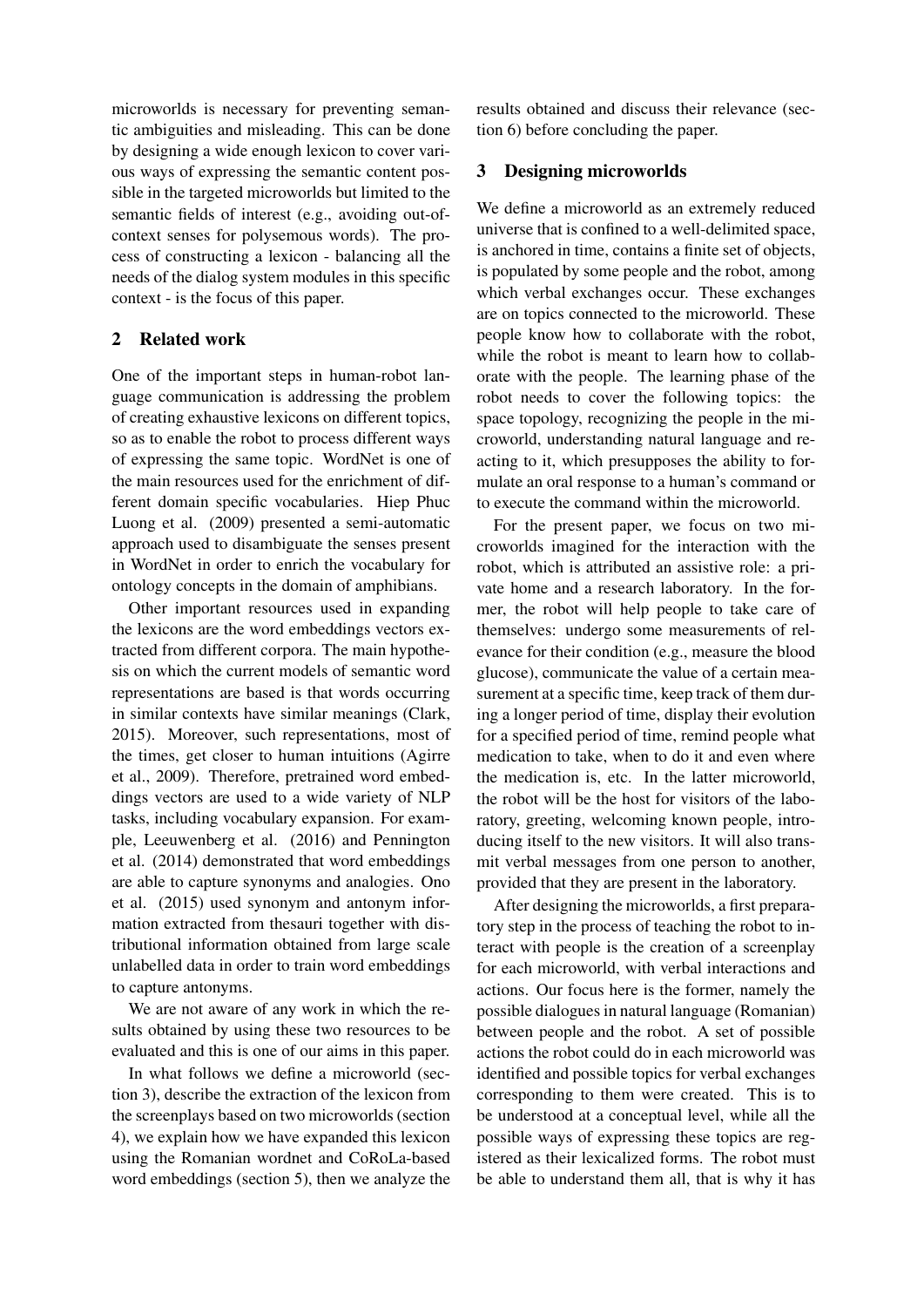microworlds is necessary for preventing semantic ambiguities and misleading. This can be done by designing a wide enough lexicon to cover various ways of expressing the semantic content possible in the targeted microworlds but limited to the semantic fields of interest (e.g., avoiding out-of-context senses for polysemous words). The process of constructing a lexicon - balancing all the needs of the dialog system modules in this specific context - is the focus of this paper.

## 2 Related work

One of the important steps in human-robot language communication is addressing the problem of creating exhaustive lexicons on different topics, so as to enable the robot to process different ways of expressing the same topic. WordNet is one of the main resources used for the enrichment of different domain specific vocabularies. Hiep Phuc Luong et al. (2009) presented a semi-automatic approach used to disambiguate the senses present in WordNet in order to enrich the vocabulary for ontology concepts in the domain of amphibians.

Other important resources used in expanding the lexicons are the word embeddings vectors extracted from different corpora. The main hypothesis on which the current models of semantic word representations are based is that words occurring in similar contexts have similar meanings (Clark, 2015). Moreover, such representations, most of the times, get closer to human intuitions (Agirre et al., 2009). Therefore, pretrained word embeddings vectors are used to a wide variety of NLP tasks, including vocabulary expansion. For example, Leeuwenberg et al. (2016) and Pennington et al. (2014) demonstrated that word embeddings are able to capture synonyms and analogies. Ono et al. (2015) used synonym and antonym information extracted from thesauri together with distributional information obtained from large scale unlabelled data in order to train word embeddings to capture antonyms.

We are not aware of any work in which the results obtained by using these two resources to be evaluated and this is one of our aims in this paper.

In what follows we define a microworld (section 3), describe the extraction of the lexicon from the screenplays based on two microworlds (section 4), we explain how we have expanded this lexicon using the Romanian wordnet and CoRoLa-based word embeddings (section 5), then we analyze the results obtained and discuss their relevance (section 6) before concluding the paper.

## 3 Designing microworlds

We define a microworld as an extremely reduced universe that is confined to a well-delimited space, is anchored in time, contains a finite set of objects, is populated by some people and the robot, among which verbal exchanges occur. These exchanges are on topics connected to the microworld. These people know how to collaborate with the robot, while the robot is meant to learn how to collaborate with the people. The learning phase of the robot needs to cover the following topics: the space topology, recognizing the people in the microworld, understanding natural language and reacting to it, which presupposes the ability to formulate an oral response to a human's command or to execute the command within the microworld.

For the present paper, we focus on two microworlds imagined for the interaction with the robot, which is attributed an assistive role: a private home and a research laboratory. In the former, the robot will help people to take care of themselves: undergo some measurements of relevance for their condition (e.g., measure the blood glucose), communicate the value of a certain measurement at a specific time, keep track of them during a longer period of time, display their evolution for a specified period of time, remind people what medication to take, when to do it and even where the medication is, etc. In the latter microworld, the robot will be the host for visitors of the laboratory, greeting, welcoming known people, introducing itself to the new visitors. It will also transmit verbal messages from one person to another, provided that they are present in the laboratory.

After designing the microworlds, a first preparatory step in the process of teaching the robot to interact with people is the creation of a screenplay for each microworld, with verbal interactions and actions. Our focus here is the former, namely the possible dialogues in natural language (Romanian) between people and the robot. A set of possible actions the robot could do in each microworld was identified and possible topics for verbal exchanges corresponding to them were created. This is to be understood at a conceptual level, while all the possible ways of expressing these topics are registered as their lexicalized forms. The robot must be able to understand them all, that is why it has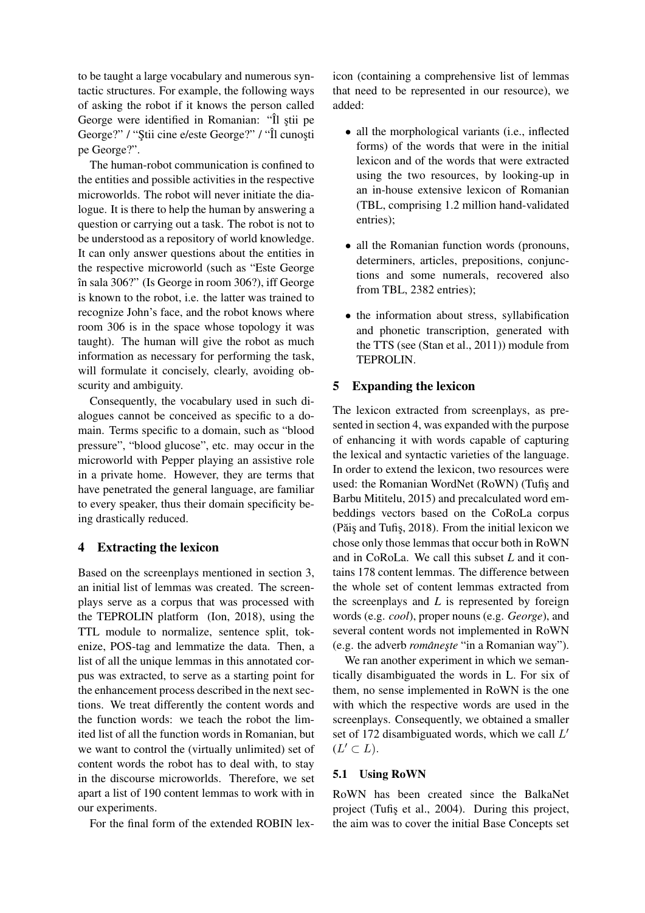to be taught a large vocabulary and numerous syntactic structures. For example, the following ways of asking the robot if it knows the person called George were identified in Romanian: "Îl ştii pe George?" / "Ştii cine e/este George?" / "Îl cunoşti pe George?".

The human-robot communication is confined to the entities and possible activities in the respective microworlds. The robot will never initiate the dialogue. It is there to help the human by answering a question or carrying out a task. The robot is not to be understood as a repository of world knowledge. It can only answer questions about the entities in the respective microworld (such as "Este George în sala 306?" (Is George in room 306?), iff George is known to the robot, i.e. the latter was trained to recognize John's face, and the robot knows where room 306 is in the space whose topology it was taught). The human will give the robot as much information as necessary for performing the task, will formulate it concisely, clearly, avoiding obscurity and ambiguity.

Consequently, the vocabulary used in such dialogues cannot be conceived as specific to a domain. Terms specific to a domain, such as "blood pressure", "blood glucose", etc. may occur in the microworld with Pepper playing an assistive role in a private home. However, they are terms that have penetrated the general language, are familiar to every speaker, thus their domain specificity being drastically reduced.

## 4 Extracting the lexicon

Based on the screenplays mentioned in section 3, an initial list of lemmas was created. The screenplays serve as a corpus that was processed with the TEPROLIN platform (Ion, 2018), using the TTL module to normalize, sentence split, tokenize, POS-tag and lemmatize the data. Then, a list of all the unique lemmas in this annotated corpus was extracted, to serve as a starting point for the enhancement process described in the next sections. We treat differently the content words and the function words: we teach the robot the limited list of all the function words in Romanian, but we want to control the (virtually unlimited) set of content words the robot has to deal with, to stay in the discourse microworlds. Therefore, we set apart a list of 190 content lemmas to work with in our experiments.

For the final form of the extended ROBIN lexicon (containing a comprehensive list of lemmas that need to be represented in our resource), we added:

- all the morphological variants (i.e., inflected forms) of the words that were in the initial lexicon and of the words that were extracted using the two resources, by looking-up in an in-house extensive lexicon of Romanian (TBL, comprising 1.2 million hand-validated entries);
- all the Romanian function words (pronouns, determiners, articles, prepositions, conjunctions and some numerals, recovered also from TBL, 2382 entries);
- the information about stress, syllabification and phonetic transcription, generated with the TTS (see (Stan et al., 2011)) module from TEPROLIN.

## 5 Expanding the lexicon

The lexicon extracted from screenplays, as presented in section 4, was expanded with the purpose of enhancing it with words capable of capturing the lexical and syntactic varieties of the language. In order to extend the lexicon, two resources were used: the Romanian WordNet (RoWN) (Tufiş and Barbu Mititelu, 2015) and precalculated word embeddings vectors based on the CoRoLa corpus (Păiş and Tufiş, 2018). From the initial lexicon we chose only those lemmas that occur both in RoWN and in CoRoLa. We call this subset $L$ and it contains 178 content lemmas. The difference between the whole set of content lemmas extracted from the screenplays and $L$ is represented by foreign words (e.g. *cool*), proper nouns (e.g. *George*), and several content words not implemented in RoWN (e.g. the adverb *româneşte* "in a Romanian way").

We ran another experiment in which we semantically disambiguated the words in L. For six of them, no sense implemented in RoWN is the one with which the respective words are used in the screenplays. Consequently, we obtained a smaller set of 172 disambiguated words, which we call $L'$ ($L' \subset L$).

### 5.1 Using RoWN

RoWN has been created since the BalkaNet project (Tufiş et al., 2004). During this project, the aim was to cover the initial Base Concepts set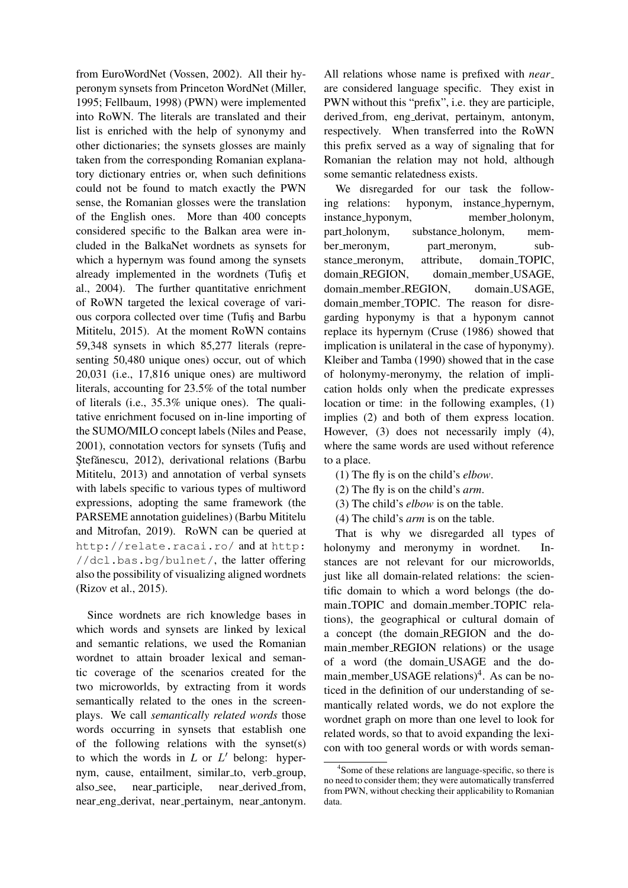from EuroWordNet (Vossen, 2002). All their hyperonym synsets from Princeton WordNet (Miller, 1995; Fellbaum, 1998) (PWN) were implemented into RoWN. The literals are translated and their list is enriched with the help of synonymy and other dictionaries; the synsets glosses are mainly taken from the corresponding Romanian explanatory dictionary entries or, when such definitions could not be found to match exactly the PWN sense, the Romanian glosses were the translation of the English ones. More than 400 concepts considered specific to the Balkan area were included in the BalkaNet wordnets as synsets for which a hypernym was found among the synsets already implemented in the wordnets (Tufiş et al., 2004). The further quantitative enrichment of RoWN targeted the lexical coverage of various corpora collected over time (Tufiş and Barbu Mititelu, 2015). At the moment RoWN contains 59,348 synsets in which 85,277 literals (representing 50,480 unique ones) occur, out of which 20,031 (i.e., 17,816 unique ones) are multiword literals, accounting for 23.5% of the total number of literals (i.e., 35.3% unique ones). The qualitative enrichment focused on in-line importing of the SUMO/MILO concept labels (Niles and Pease, 2001), connotation vectors for synsets (Tufiş and Ştefănescu, 2012), derivational relations (Barbu Mititelu, 2013) and annotation of verbal synsets with labels specific to various types of multiword expressions, adopting the same framework (the PARSEME annotation guidelines) (Barbu Mititelu and Mitrofan, 2019). RoWN can be queried at `http://relate.racai.ro/` and at `http://dcl.bas.bg/bulnet/`, the latter offering also the possibility of visualizing aligned wordnets (Rizov et al., 2015).

Since wordnets are rich knowledge bases in which words and synsets are linked by lexical and semantic relations, we used the Romanian wordnet to attain broader lexical and semantic coverage of the scenarios created for the two microworlds, by extracting from it words semantically related to the ones in the screenplays. We call *semantically related words* those words occurring in synsets that establish one of the following relations with the synset(s) to which the words in $L$ or $L'$ belong: hypernym, cause, entailment, similar_to, verb_group, also_see, near_participle, near_derived_from, near_eng_derivat, near_pertainym, near_antonym. All relations whose name is prefixed with *near_* are considered language specific. They exist in PWN without this "prefix", i.e. they are participle, derived_from, eng_derivat, pertainym, antonym, respectively. When transferred into the RoWN this prefix served as a way of signaling that for Romanian the relation may not hold, although some semantic relatedness exists.

We disregarded for our task the following relations: hyponym, instance_hypernym, instance_hyponym, member_holonym, part_holonym, substance_holonym, member_meronym, part_meronym, substance_meronym, attribute, domain_TOPIC, domain_REGION, domain_member_USAGE, domain_member_REGION, domain_USAGE, domain_member_TOPIC. The reason for disregarding hyponymy is that a hyponym cannot replace its hypernym (Cruse (1986) showed that implication is unilateral in the case of hyponymy). Kleiber and Tamba (1990) showed that in the case of holonymy-meronymy, the relation of implication holds only when the predicate expresses location or time: in the following examples, (1) implies (2) and both of them express location. However, (3) does not necessarily imply (4), where the same words are used without reference to a place.

(1) The fly is on the child's *elbow*.

(2) The fly is on the child's *arm*.

(3) The child's *elbow* is on the table.

(4) The child's *arm* is on the table.

That is why we disregarded all types of holonymy and meronymy in wordnet. Instances are not relevant for our microworlds, just like all domain-related relations: the scientific domain to which a word belongs (the domain_TOPIC and domain_member_TOPIC relations), the geographical or cultural domain of a concept (the domain_REGION and the domain_member_REGION relations) or the usage of a word (the domain_USAGE and the domain_member_USAGE relations)[4]. As can be noticed in the definition of our understanding of semantically related words, we do not explore the wordnet graph on more than one level to look for related words, so that to avoid expanding the lexicon with too general words or with words seman-

[4]Some of these relations are language-specific, so there is no need to consider them; they were automatically transferred from PWN, without checking their applicability to Romanian data.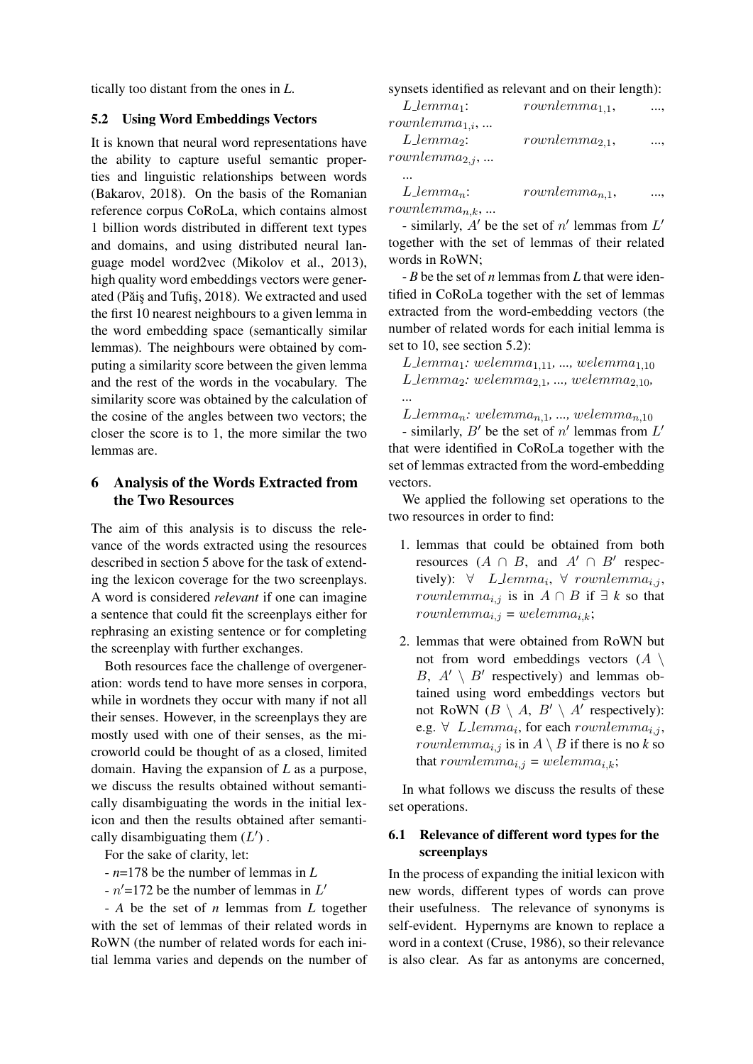tically too distant from the ones in *L*.

### 5.2 Using Word Embeddings Vectors

It is known that neural word representations have the ability to capture useful semantic properties and linguistic relationships between words (Bakarov, 2018). On the basis of the Romanian reference corpus CoRoLa, which contains almost 1 billion words distributed in different text types and domains, and using distributed neural language model word2vec (Mikolov et al., 2013), high quality word embeddings vectors were generated (Păiş and Tufiş, 2018). We extracted and used the first 10 nearest neighbours to a given lemma in the word embedding space (semantically similar lemmas). The neighbours were obtained by computing a similarity score between the given lemma and the rest of the words in the vocabulary. The similarity score was obtained by the calculation of the cosine of the angles between two vectors; the closer the score is to 1, the more similar the two lemmas are.

## 6 Analysis of the Words Extracted from the Two Resources

The aim of this analysis is to discuss the relevance of the words extracted using the resources described in section 5 above for the task of extending the lexicon coverage for the two screenplays. A word is considered *relevant* if one can imagine a sentence that could fit the screenplays either for rephrasing an existing sentence or for completing the screenplay with further exchanges.

Both resources face the challenge of overgeneration: words tend to have more senses in corpora, while in wordnets they occur with many if not all their senses. However, in the screenplays they are mostly used with one of their senses, as the microworld could be thought of as a closed, limited domain. Having the expansion of *L* as a purpose, we discuss the results obtained without semantically disambiguating the words in the initial lexicon and then the results obtained after semantically disambiguating them ($L'$) .

For the sake of clarity, let:

- *n*=178 be the number of lemmas in *L*

- $n'$=172 be the number of lemmas in $L'$

- *A* be the set of *n* lemmas from *L* together with the set of lemmas of their related words in RoWN (the number of related words for each initial lemma varies and depends on the number of synsets identified as relevant and on their length):

$L\_lemma_1$: $rownlemma_{1,1}$, ..., $rownlemma_{1,i}$, ...

$L\_lemma_2$: $rownlemma_{2,1}$, ..., $rownlemma_{2,j}$, ...

...

$L\_lemma_n$: $rownlemma_{n,1}$, ..., $rownlemma_{n,k}$, ...

- similarly, $A'$ be the set of $n'$ lemmas from $L'$ together with the set of lemmas of their related words in RoWN;

- *B* be the set of *n* lemmas from *L* that were identified in CoRoLa together with the set of lemmas extracted from the word-embedding vectors (the number of related words for each initial lemma is set to 10, see section 5.2):

$L\_lemma_1$: $welemma_{1,11}$, ..., $welemma_{1,10}$

$L\_lemma_2$: $welemma_{2,1}$, ..., $welemma_{2,10}$,

...

$L\_lemma_n$: $welemma_{n,1}$, ..., $welemma_{n,10}$

- similarly, $B'$ be the set of $n'$ lemmas from $L'$ that were identified in CoRoLa together with the set of lemmas extracted from the word-embedding vectors.

We applied the following set operations to the two resources in order to find:

1. lemmas that could be obtained from both resources ($A \cap B$, and $A' \cap B'$ respectively): $\forall$ $L\_lemma_i$, $\forall$ $rownlemma_{i,j}$, $rownlemma_{i,j}$ is in $A \cap B$ if $\exists$ *k* so that $rownlemma_{i,j}$ = $welemma_{i,k}$;

2. lemmas that were obtained from RoWN but not from word embeddings vectors ($A \setminus B$, $A' \setminus B'$ respectively) and lemmas obtained using word embeddings vectors but not RoWN ($B \setminus A$, $B' \setminus A'$ respectively): e.g. $\forall$ $L\_lemma_i$, for each $rownlemma_{i,j}$, $rownlemma_{i,j}$ is in $A \setminus B$ if there is no *k* so that $rownlemma_{i,j}$ = $welemma_{i,k}$;

In what follows we discuss the results of these set operations.

### 6.1 Relevance of different word types for the screenplays

In the process of expanding the initial lexicon with new words, different types of words can prove their usefulness. The relevance of synonyms is self-evident. Hypernyms are known to replace a word in a context (Cruse, 1986), so their relevance is also clear. As far as antonyms are concerned,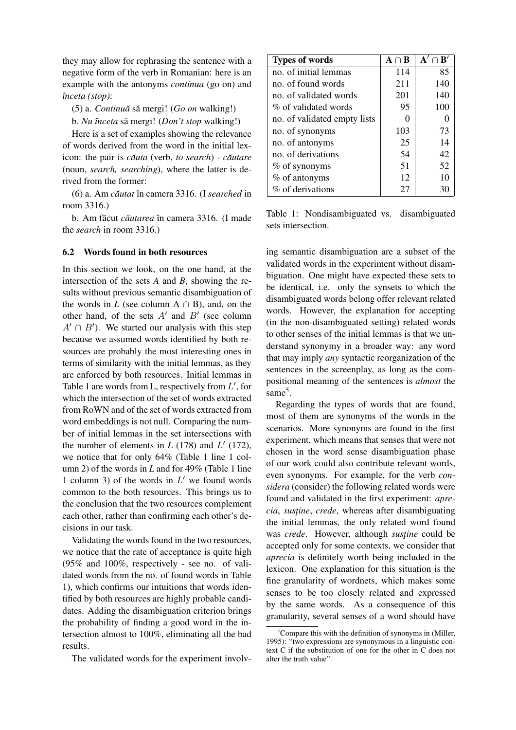they may allow for rephrasing the sentence with a negative form of the verb in Romanian: here is an example with the antonyms *continua* (go on) and *înceta (stop)*:

(5) a. *Continuă* să mergi! (*Go on* walking!)

b. *Nu înceta* să mergi! (*Don't stop* walking!)

Here is a set of examples showing the relevance of words derived from the word in the initial lexicon: the pair is *căuta* (verb, *to search*) - *căutare* (noun, *search, searching*), where the latter is derived from the former:

(6) a. Am *căutat* în camera 3316. (I *searched* in room 3316.)

b. Am făcut *căutarea* în camera 3316. (I made the *search* in room 3316.)

### 6.2 Words found in both resources

In this section we look, on the one hand, at the intersection of the sets *A* and *B*, showing the results without previous semantic disambiguation of the words in *L* (see column A ∩ B), and, on the other hand, of the sets $A'$ and $B'$ (see column $A' \cap B'$). We started our analysis with this step because we assumed words identified by both resources are probably the most interesting ones in terms of similarity with the initial lemmas, as they are enforced by both resources. Initial lemmas in Table 1 are words from L, respectively from $L'$, for which the intersection of the set of words extracted from RoWN and of the set of words extracted from word embeddings is not null. Comparing the number of initial lemmas in the set intersections with the number of elements in *L* (178) and $L'$ (172), we notice that for only 64% (Table 1 line 1 column 2) of the words in *L* and for 49% (Table 1 line 1 column 3) of the words in $L'$ we found words common to the both resources. This brings us to the conclusion that the two resources complement each other, rather than confirming each other's decisions in our task.

Validating the words found in the two resources, we notice that the rate of acceptance is quite high (95% and 100%, respectively - see no. of validated words from the no. of found words in Table 1), which confirms our intuitions that words identified by both resources are highly probable candidates. Adding the disambiguation criterion brings the probability of finding a good word in the intersection almost to 100%, eliminating all the bad results.

The validated words for the experiment involving semantic disambiguation are a subset of the validated words in the experiment without disambiguation. One might have expected these sets to be identical, i.e. only the synsets to which the disambiguated words belong offer relevant related words. However, the explanation for accepting (in the non-disambiguated setting) related words to other senses of the initial lemmas is that we understand synonymy in a broader way: any word that may imply *any* syntactic reorganization of the sentences in the screenplay, as long as the compositional meaning of the sentences is *almost* the same[5].

| Types of words | $\mathbf{A \cap B}$ | $\mathbf{A' \cap B'}$ |
|---|---|---|
| no. of initial lemmas | 114 | 85 |
| no. of found words | 211 | 140 |
| no. of validated words | 201 | 140 |
| % of validated words | 95 | 100 |
| no. of validated empty lists | 0 | 0 |
| no. of synonyms | 103 | 73 |
| no. of antonyms | 25 | 14 |
| no. of derivations | 54 | 42 |
| % of synonyms | 51 | 52 |
| % of antonyms | 12 | 10 |
| % of derivations | 27 | 30 |

Table 1: Nondisambiguated vs. disambiguated sets intersection.

Regarding the types of words that are found, most of them are synonyms of the words in the scenarios. More synonyms are found in the first experiment, which means that senses that were not chosen in the word sense disambiguation phase of our work could also contribute relevant words, even synonyms. For example, for the verb *considera* (consider) the following related words were found and validated in the first experiment: *aprecia*, *susține*, *crede*, whereas after disambiguating the initial lemmas, the only related word found was *crede*. However, although *susține* could be accepted only for some contexts, we consider that *aprecia* is definitely worth being included in the lexicon. One explanation for this situation is the fine granularity of wordnets, which makes some senses to be too closely related and expressed by the same words. As a consequence of this granularity, several senses of a word should have

[5]Compare this with the definition of synonyms in (Miller, 1995): "two expressions are synonymous in a linguistic context C if the substitution of one for the other in C does not alter the truth value".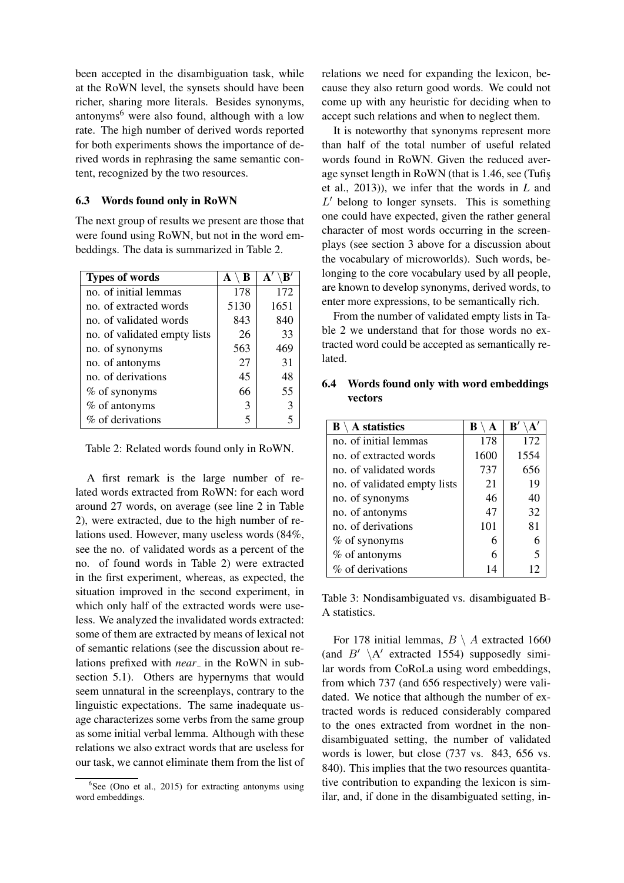been accepted in the disambiguation task, while at the RoWN level, the synsets should have been richer, sharing more literals. Besides synonyms, antonyms[6] were also found, although with a low rate. The high number of derived words reported for both experiments shows the importance of derived words in rephrasing the same semantic content, recognized by the two resources.

### 6.3 Words found only in RoWN

The next group of results we present are those that were found using RoWN, but not in the word embeddings. The data is summarized in Table 2.

| Types of words | $\mathbf{A} \setminus \mathbf{B}$ | $\mathbf{A}' \setminus \mathbf{B}'$ |
|---|---|---|
| no. of initial lemmas | 178 | 172 |
| no. of extracted words | 5130 | 1651 |
| no. of validated words | 843 | 840 |
| no. of validated empty lists | 26 | 33 |
| no. of synonyms | 563 | 469 |
| no. of antonyms | 27 | 31 |
| no. of derivations | 45 | 48 |
| % of synonyms | 66 | 55 |
| % of antonyms | 3 | 3 |
| % of derivations | 5 | 5 |

Table 2: Related words found only in RoWN.

A first remark is the large number of related words extracted from RoWN: for each word around 27 words, on average (see line 2 in Table 2), were extracted, due to the high number of relations used. However, many useless words (84%, see the no. of validated words as a percent of the no. of found words in Table 2) were extracted in the first experiment, whereas, as expected, the situation improved in the second experiment, in which only half of the extracted words were useless. We analyzed the invalidated words extracted: some of them are extracted by means of lexical not of semantic relations (see the discussion about relations prefixed with *near_* in the RoWN in subsection 5.1). Others are hypernyms that would seem unnatural in the screenplays, contrary to the linguistic expectations. The same inadequate usage characterizes some verbs from the same group as some initial verbal lemma. Although with these relations we also extract words that are useless for our task, we cannot eliminate them from the list of relations we need for expanding the lexicon, because they also return good words. We could not come up with any heuristic for deciding when to accept such relations and when to neglect them.

It is noteworthy that synonyms represent more than half of the total number of useful related words found in RoWN. Given the reduced average synset length in RoWN (that is 1.46, see (Tufiş et al., 2013)), we infer that the words in $L$ and $L'$ belong to longer synsets. This is something one could have expected, given the rather general character of most words occurring in the screenplays (see section 3 above for a discussion about the vocabulary of microworlds). Such words, belonging to the core vocabulary used by all people, are known to develop synonyms, derived words, to enter more expressions, to be semantically rich.

From the number of validated empty lists in Table 2 we understand that for those words no extracted word could be accepted as semantically related.

### 6.4 Words found only with word embeddings vectors

| $\mathbf{B} \setminus \mathbf{A}$ statistics | $\mathbf{B} \setminus \mathbf{A}$ | $\mathbf{B}' \setminus \mathbf{A}'$ |
|---|---|---|
| no. of initial lemmas | 178 | 172 |
| no. of extracted words | 1600 | 1554 |
| no. of validated words | 737 | 656 |
| no. of validated empty lists | 21 | 19 |
| no. of synonyms | 46 | 40 |
| no. of antonyms | 47 | 32 |
| no. of derivations | 101 | 81 |
| % of synonyms | 6 | 6 |
| % of antonyms | 6 | 5 |
| % of derivations | 14 | 12 |

Table 3: Nondisambiguated vs. disambiguated B-A statistics.

For 178 initial lemmas, $B \setminus A$ extracted 1660 (and $B' \setminus A'$ extracted 1554) supposedly similar words from CoRoLa using word embeddings, from which 737 (and 656 respectively) were validated. We notice that although the number of extracted words is reduced considerably compared to the ones extracted from wordnet in the nondisambiguated setting, the number of validated words is lower, but close (737 vs. 843, 656 vs. 840). This implies that the two resources quantitative contribution to expanding the lexicon is similar, and, if done in the disambiguated setting, in-

[6] See (Ono et al., 2015) for extracting antonyms using word embeddings.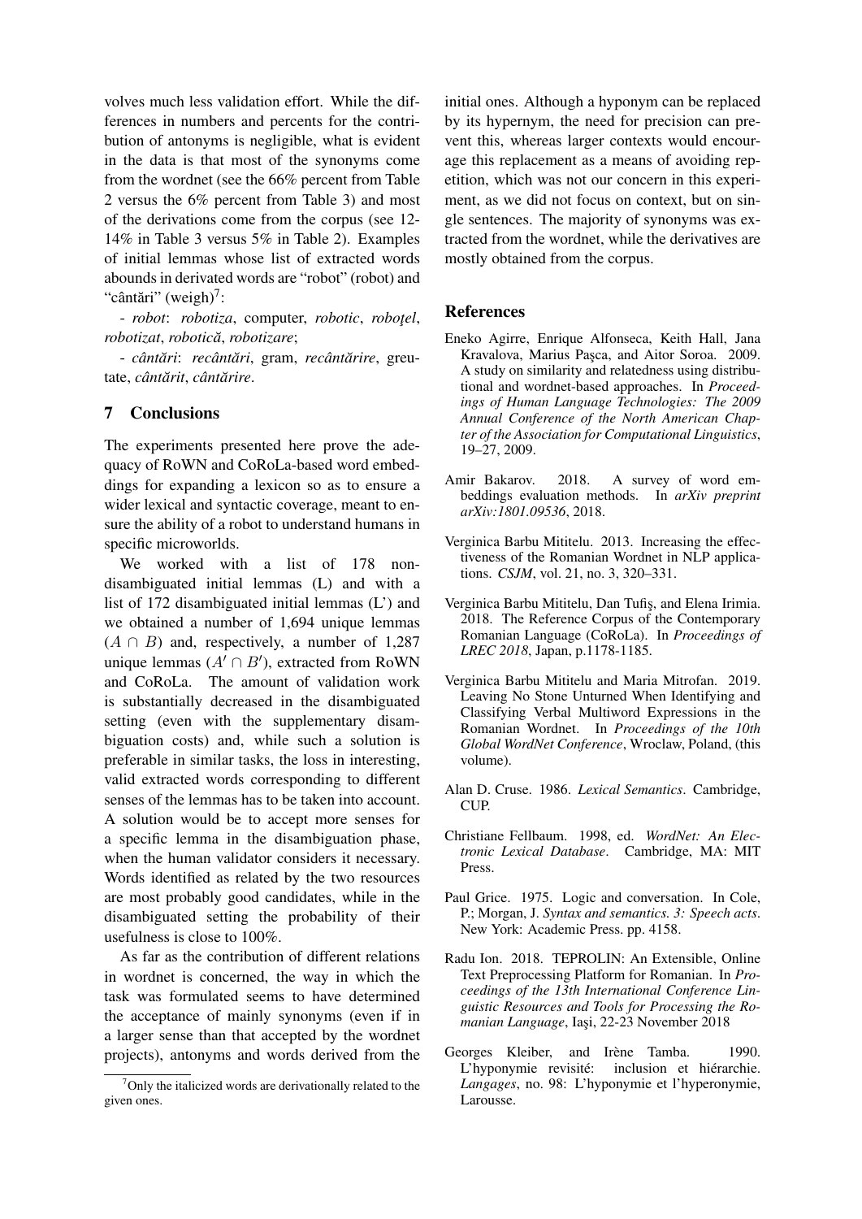volves much less validation effort. While the differences in numbers and percents for the contribution of antonyms is negligible, what is evident in the data is that most of the synonyms come from the wordnet (see the 66% percent from Table 2 versus the 6% percent from Table 3) and most of the derivations come from the corpus (see 12-14% in Table 3 versus 5% in Table 2). Examples of initial lemmas whose list of extracted words abounds in derivated words are "robot" (robot) and "cântări" (weigh)[7]:

- *robot*: *robotiza*, computer, *robotic*, *roboțel*, *robotizat*, *robotică*, *robotizare*;

- *cântări*: *recântări*, gram, *recântărire*, greutate, *cântărit*, *cântărire*.

## 7 Conclusions

The experiments presented here prove the adequacy of RoWN and CoRoLa-based word embeddings for expanding a lexicon so as to ensure a wider lexical and syntactic coverage, meant to ensure the ability of a robot to understand humans in specific microworlds.

We worked with a list of 178 non-disambiguated initial lemmas (L) and with a list of 172 disambiguated initial lemmas (L') and we obtained a number of 1,694 unique lemmas ($A \cap B$) and, respectively, a number of 1,287 unique lemmas ($A' \cap B'$), extracted from RoWN and CoRoLa. The amount of validation work is substantially decreased in the disambiguated setting (even with the supplementary disambiguation costs) and, while such a solution is preferable in similar tasks, the loss in interesting, valid extracted words corresponding to different senses of the lemmas has to be taken into account. A solution would be to accept more senses for a specific lemma in the disambiguation phase, when the human validator considers it necessary. Words identified as related by the two resources are most probably good candidates, while in the disambiguated setting the probability of their usefulness is close to 100%.

As far as the contribution of different relations in wordnet is concerned, the way in which the task was formulated seems to have determined the acceptance of mainly synonyms (even if in a larger sense than that accepted by the wordnet projects), antonyms and words derived from the initial ones. Although a hyponym can be replaced by its hypernym, the need for precision can prevent this, whereas larger contexts would encourage this replacement as a means of avoiding repetition, which was not our concern in this experiment, as we did not focus on context, but on single sentences. The majority of synonyms was extracted from the wordnet, while the derivatives are mostly obtained from the corpus.

[7] Only the italicized words are derivationally related to the given ones.

## References

Eneko Agirre, Enrique Alfonseca, Keith Hall, Jana Kravalova, Marius Paşca, and Aitor Soroa. 2009. A study on similarity and relatedness using distributional and wordnet-based approaches. In *Proceedings of Human Language Technologies: The 2009 Annual Conference of the North American Chapter of the Association for Computational Linguistics*, 19–27, 2009.

Amir Bakarov. 2018. A survey of word embeddings evaluation methods. In *arXiv preprint arXiv:1801.09536*, 2018.

Verginica Barbu Mititelu. 2013. Increasing the effectiveness of the Romanian Wordnet in NLP applications. *CSJM*, vol. 21, no. 3, 320–331.

Verginica Barbu Mititelu, Dan Tufiş, and Elena Irimia. 2018. The Reference Corpus of the Contemporary Romanian Language (CoRoLa). In *Proceedings of LREC 2018*, Japan, p.1178-1185.

Verginica Barbu Mititelu and Maria Mitrofan. 2019. Leaving No Stone Unturned When Identifying and Classifying Verbal Multiword Expressions in the Romanian Wordnet. In *Proceedings of the 10th Global WordNet Conference*, Wroclaw, Poland, (this volume).

Alan D. Cruse. 1986. *Lexical Semantics*. Cambridge, CUP.

Christiane Fellbaum. 1998, ed. *WordNet: An Electronic Lexical Database*. Cambridge, MA: MIT Press.

Paul Grice. 1975. Logic and conversation. In Cole, P.; Morgan, J. *Syntax and semantics. 3: Speech acts*. New York: Academic Press. pp. 4158.

Radu Ion. 2018. TEPROLIN: An Extensible, Online Text Preprocessing Platform for Romanian. In *Proceedings of the 13th International Conference Linguistic Resources and Tools for Processing the Romanian Language*, Iaşi, 22-23 November 2018

Georges Kleiber, and Irène Tamba. 1990. L'hyponymie revisité: inclusion et hiérarchie. *Langages*, no. 98: L'hyponymie et l'hyperonymie, Larousse.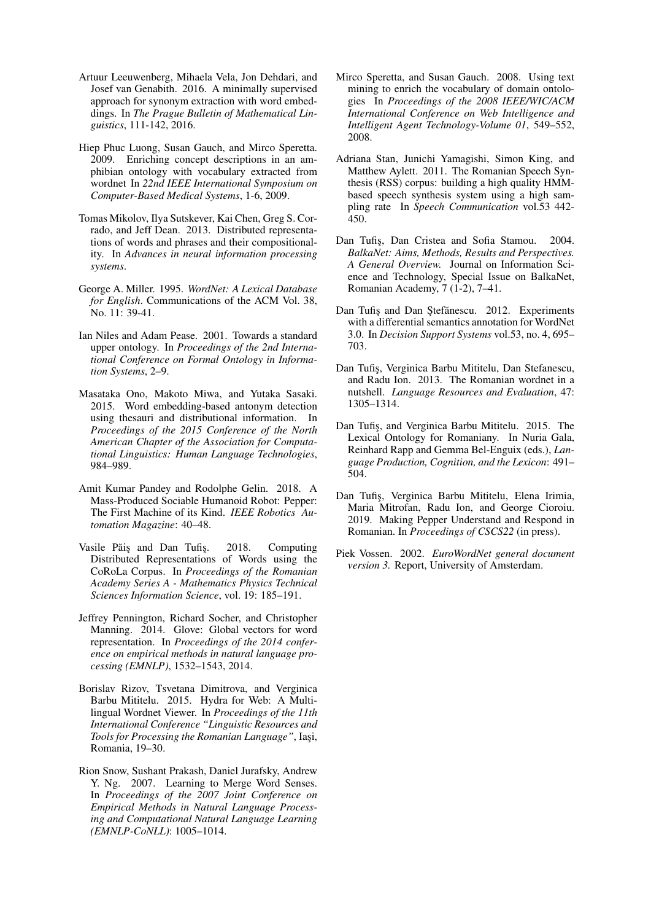Artuur Leeuwenberg, Mihaela Vela, Jon Dehdari, and Josef van Genabith. 2016. A minimally supervised approach for synonym extraction with word embeddings. In *The Prague Bulletin of Mathematical Linguistics*, 111-142, 2016.

Hiep Phuc Luong, Susan Gauch, and Mirco Speretta. 2009. Enriching concept descriptions in an amphibian ontology with vocabulary extracted from wordnet In *22nd IEEE International Symposium on Computer-Based Medical Systems*, 1-6, 2009.

Tomas Mikolov, Ilya Sutskever, Kai Chen, Greg S. Corrado, and Jeff Dean. 2013. Distributed representations of words and phrases and their compositionality. In *Advances in neural information processing systems*.

George A. Miller. 1995. *WordNet: A Lexical Database for English*. Communications of the ACM Vol. 38, No. 11: 39-41.

Ian Niles and Adam Pease. 2001. Towards a standard upper ontology. In *Proceedings of the 2nd International Conference on Formal Ontology in Information Systems*, 2–9.

Masataka Ono, Makoto Miwa, and Yutaka Sasaki. 2015. Word embedding-based antonym detection using thesauri and distributional information. In *Proceedings of the 2015 Conference of the North American Chapter of the Association for Computational Linguistics: Human Language Technologies*, 984–989.

Amit Kumar Pandey and Rodolphe Gelin. 2018. A Mass-Produced Sociable Humanoid Robot: Pepper: The First Machine of its Kind. *IEEE Robotics Automation Magazine*: 40–48.

Vasile Păiş and Dan Tufiş. 2018. Computing Distributed Representations of Words using the CoRoLa Corpus. In *Proceedings of the Romanian Academy Series A - Mathematics Physics Technical Sciences Information Science*, vol. 19: 185–191.

Jeffrey Pennington, Richard Socher, and Christopher Manning. 2014. Glove: Global vectors for word representation. In *Proceedings of the 2014 conference on empirical methods in natural language processing (EMNLP)*, 1532–1543, 2014.

Borislav Rizov, Tsvetana Dimitrova, and Verginica Barbu Mititelu. 2015. Hydra for Web: A Multilingual Wordnet Viewer. In *Proceedings of the 11th International Conference "Linguistic Resources and Tools for Processing the Romanian Language"*, Iaşi, Romania, 19–30.

Rion Snow, Sushant Prakash, Daniel Jurafsky, Andrew Y. Ng. 2007. Learning to Merge Word Senses. In *Proceedings of the 2007 Joint Conference on Empirical Methods in Natural Language Processing and Computational Natural Language Learning (EMNLP-CoNLL)*: 1005–1014.

Mirco Speretta, and Susan Gauch. 2008. Using text mining to enrich the vocabulary of domain ontologies In *Proceedings of the 2008 IEEE/WIC/ACM International Conference on Web Intelligence and Intelligent Agent Technology-Volume 01*, 549–552, 2008.

Adriana Stan, Junichi Yamagishi, Simon King, and Matthew Aylett. 2011. The Romanian Speech Synthesis (RSS) corpus: building a high quality HMM-based speech synthesis system using a high sampling rate In *Speech Communication* vol.53 442-450.

Dan Tufiş, Dan Cristea and Sofia Stamou. 2004. *BalkaNet: Aims, Methods, Results and Perspectives. A General Overview.* Journal on Information Science and Technology, Special Issue on BalkaNet, Romanian Academy, 7 (1-2), 7–41.

Dan Tufiş and Dan Ştefănescu. 2012. Experiments with a differential semantics annotation for WordNet 3.0. In *Decision Support Systems* vol.53, no. 4, 695–703.

Dan Tufiş, Verginica Barbu Mititelu, Dan Stefanescu, and Radu Ion. 2013. The Romanian wordnet in a nutshell. *Language Resources and Evaluation*, 47: 1305–1314.

Dan Tufiş, and Verginica Barbu Mititelu. 2015. The Lexical Ontology for Romaniany. In Nuria Gala, Reinhard Rapp and Gemma Bel-Enguix (eds.), *Language Production, Cognition, and the Lexicon*: 491–504.

Dan Tufiş, Verginica Barbu Mititelu, Elena Irimia, Maria Mitrofan, Radu Ion, and George Cioroiu. 2019. Making Pepper Understand and Respond in Romanian. In *Proceedings of CSCS22* (in press).

Piek Vossen. 2002. *EuroWordNet general document version 3.* Report, University of Amsterdam.